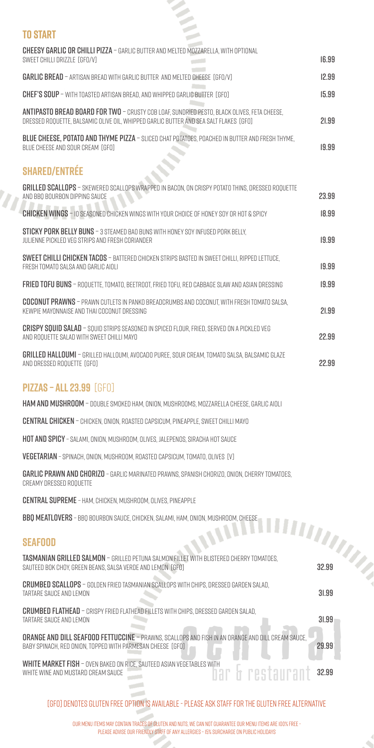## TO START

**CHEESY GARLIC OR CHILLI PIZZA** – GARLIC BUTTER AND MELTED MOZZARELLA, WITH OPTIONAL SWEET CHILLI DRIZZLE [GFO/V] 16.99

**GARLIC BREAD** – ARTISAN BREAD WITH GARLIC BUTTER AND MELTED CHEESE [GFO/V] 12.99

**CHEF'S SOUP** – WITH TOASTED ARTISAN BREAD, AND WHIPPED GARLIC BUTTER [GFO] 15.99

**ANTIPASTO BREAD BOARD FOR TWO** – CRUSTY COB LOAF, SUNDRIED PESTO, BLACK OLIVES, FETA CHEESE, DRESSED ROQUETTE, BALSAMIC OLIVE OIL, WHIPPED GARLIC BUTTER AND SEA SALT FLAKES [GFO] 21.99

**BLUE CHEESE, POTATO AND THYME PIZZA** – SLICED CHAT POTATOES, POACHED IN BUTTER AND FRESH THYME, BLUE CHEESE AND SOUR CREAM [GFO] 19.99

## SHARED/ENTRÉE

**GRILLED SCALLOPS** – SKEWERED SCALLOPS WRAPPED IN BACON, ON CRISPY POTATO THINS, DRESSED ROQUETTE AND BBQ BOURBON DIPPING SAUCE 23.99

**CHICKEN WINGS** – 10 SEASONED CHICKEN WINGS WITH YOUR CHOICE OF HONEY SOY OR HOT & SPICY 18.99

**STICKY PORK BELLY BUNS** – 3 STEAMED BAO BUNS WITH HONEY SOY INFUSED PORK BELLY, JULIENNE PICKLED VEG STRIPS AND FRESH CORIANDER 19.99

**SWEET CHILLI CHICKEN TACOS** – BATTERED CHICKEN STRIPS BASTED IN SWEET CHILLI, RIPPED LETTUCE, FRESH TOMATO SALSA AND GARLIC AIOLI 19.99

**FRIED TOFU BUNS** – ROQUETTE, TOMATO, BEETROOT, FRIED TOFU, RED CABBAGE SLAW AND ASIAN DRESSING 19.99

**COCONUT PRAWNS** – PRAWN CUTLETS IN PANKO BREADCRUMBS AND COCONUT, WITH FRESH TOMATO SALSA, KEWPIE MAYONNAISE AND THAI COCONUT DRESSING 21.99

**CRISPY SQUID SALAD** – SQUID STRIPS SEASONED IN SPICED FLOUR, FRIED, SERVED ON A PICKLED VEG AND ROQUETTE SALAD WITH SWEET CHILLI MAYO 22.99

**GRILLED HALLOUMI** – GRILLED HALLOUMI, AVOCADO PUREE, SOUR CREAM, TOMATO SALSA, BALSAMIC GLAZE AND DRESSED ROQUETTE [GFO] 22.99

## PIZZAS – ALL 23.99 [GFO]

**HAM AND MUSHROOM** – DOUBLE SMOKED HAM, ONION, MUSHROOMS, MOZZARELLA CHEESE, GARLIC AIOLI

**CENTRAL CHICKEN** – CHICKEN, ONION, ROASTED CAPSICUM, PINEAPPLE, SWEET CHILLI MAYO

**HOT AND SPICY** – SALAMI, ONION, MUSHROOM, OLIVES, JALEPENOS, SIRACHA HOT SAUCE

**VEGETARIAN** – SPINACH, ONION, MUSHROOM, ROASTED CAPSICUM, TOMATO, OLIVES [V]

**GARLIC PRAWN AND CHORIZO** – GARLIC MARINATED PRAWNS, SPANISH CHORIZO, ONION, CHERRY TOMATOES, CREAMY DRESSED ROQUETTE

**CENTRAL SUPREME** – HAM, CHICKEN, MUSHROOM, OLIVES, PINEAPPLE

**BBQ MEATLOVERS** – BBQ BOURBON SAUCE, CHICKEN, SALAMI, HAM, ONION, MUSHROOM, CHEESE

## SEAFOOD

**TASMANIAN GRILLED SALMON** – GRILLED PETUNA SALMON FILLET WITH BLISTERED CHERRY TOMATOES, SAUTEED BOK CHOY, GREEN BEANS, SALSA VERDE AND LEMON [GFO] 32.99

**CRUMBED SCALLOPS** – GOLDEN FRIED TASMANIAN SCALLOPS WITH CHIPS, DRESSED GARDEN SALAD, TARTARE SAUCE AND LEMON 31.99

**CRUMBED FLATHEAD** – CRISPY FRIED FLATHEAD FILLETS WITH CHIPS, DRESSED GARDEN SALAD, TARTARE SAUCE AND LEMON 31.99

**ORANGE AND DILL SEAFOOD FETTUCCINE** – PRAWNS, SCALLOPS AND FISH IN AN ORANGE AND DILL CREAM SAUCE, BABY SPINACH, RED ONION, TOPPED WITH PARMESAN CHEESE [GFO] 29.99

**WHITE MARKET FISH** – OVEN BAKED ON RICE, SAUTEED ASIAN VEGETABLES WITH WHITE WINE AND MUSTARD CREAM SAUCE 32.99

central bar & restaurant

[GFO] DENOTES GLUTEN FREE OPTION IS AVAILABLE - PLEASE ASK STAFF FOR THE GLUTEN FREE ALTERNATIVE

OUR MENU ITEMS MAY CONTAIN TRACES OF GLUTEN AND NUTS, WE CAN NOT GUARANTEE OUR MENU ITEMS ARE 100% FREE - PLEASE ADVISE OUR FRIENDLY STAFF OF ANY ALLERGIES – 15% SURCHARGE ON PUBLIC HOLIDAYS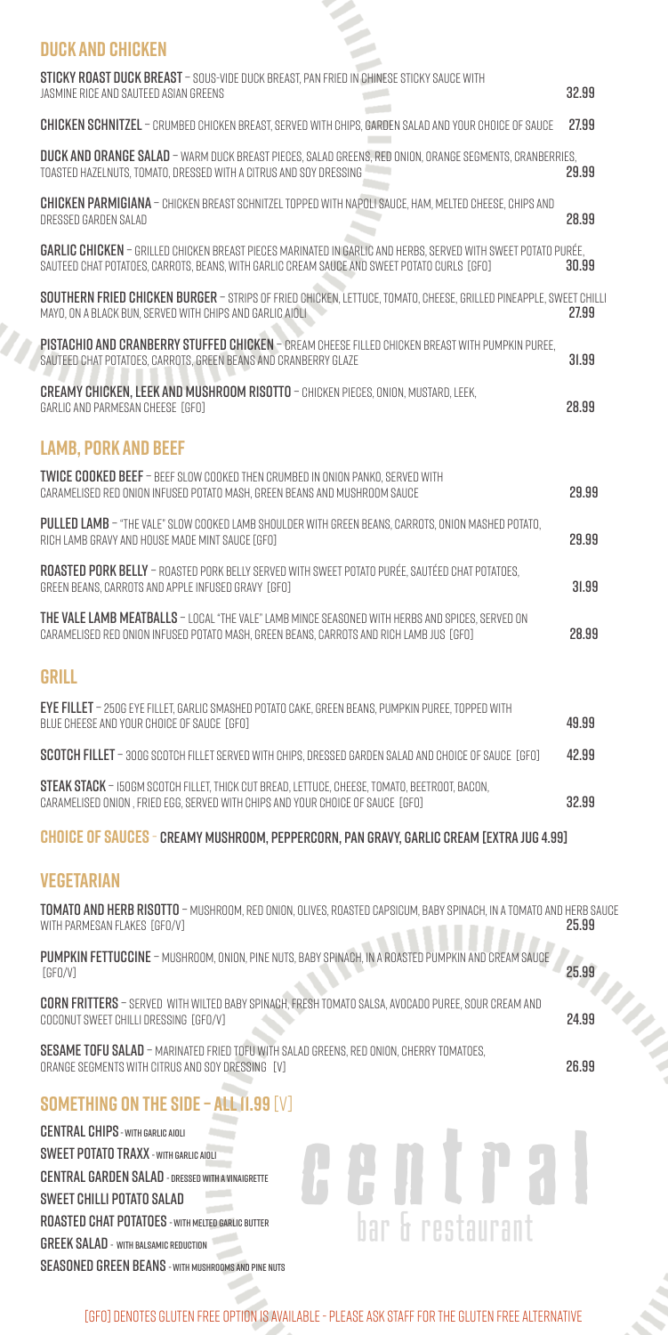## DUCK AND CHICKEN

**STICKY ROAST DUCK BREAST** – SOUS-VIDE DUCK BREAST, PAN FRIED IN CHINESE STICKY SAUCE WITH JASMINE RICE AND SAUTEED ASIAN GREENS — 32.99

**CHICKEN SCHNITZEL** – CRUMBED CHICKEN BREAST, SERVED WITH CHIPS, GARDEN SALAD AND YOUR CHOICE OF SAUCE — 27.99

**DUCK AND ORANGE SALAD** – WARM DUCK BREAST PIECES, SALAD GREENS, RED ONION, ORANGE SEGMENTS, CRANBERRIES, TOASTED HAZELNUTS, TOMATO, DRESSED WITH A CITRUS AND SOY DRESSING — 29.99

**CHICKEN PARMIGIANA** – CHICKEN BREAST SCHNITZEL TOPPED WITH NAPOLI SAUCE, HAM, MELTED CHEESE, CHIPS AND DRESSED GARDEN SALAD — 28.99

**GARLIC CHICKEN** – GRILLED CHICKEN BREAST PIECES MARINATED IN GARLIC AND HERBS, SERVED WITH SWEET POTATO PURÉE, SAUTEED CHAT POTATOES, CARROTS, BEANS, WITH GARLIC CREAM SAUCE AND SWEET POTATO CURLS [GFO] — 30.99

**SOUTHERN FRIED CHICKEN BURGER** – STRIPS OF FRIED CHICKEN, LETTUCE, TOMATO, CHEESE, GRILLED PINEAPPLE, SWEET CHILLI MAYO, ON A BLACK BUN, SERVED WITH CHIPS AND GARLIC AIOLI — 27.99

**PISTACHIO AND CRANBERRY STUFFED CHICKEN** – CREAM CHEESE FILLED CHICKEN BREAST WITH PUMPKIN PUREE, SAUTEED CHAT POTATOES, CARROTS, GREEN BEANS AND CRANBERRY GLAZE — 31.99

**CREAMY CHICKEN, LEEK AND MUSHROOM RISOTTO** – CHICKEN PIECES, ONION, MUSTARD, LEEK, GARLIC AND PARMESAN CHEESE [GFO] — 28.99

## LAMB, PORK AND BEEF

**TWICE COOKED BEEF** – BEEF SLOW COOKED THEN CRUMBED IN ONION PANKO, SERVED WITH CARAMELISED RED ONION INFUSED POTATO MASH, GREEN BEANS AND MUSHROOM SAUCE — 29.99

**PULLED LAMB** – "THE VALE" SLOW COOKED LAMB SHOULDER WITH GREEN BEANS, CARROTS, ONION MASHED POTATO, RICH LAMB GRAVY AND HOUSE MADE MINT SAUCE [GFO] — 29.99

**ROASTED PORK BELLY** – ROASTED PORK BELLY SERVED WITH SWEET POTATO PURÉE, SAUTÉED CHAT POTATOES, GREEN BEANS, CARROTS AND APPLE INFUSED GRAVY [GFO] — 31.99

**THE VALE LAMB MEATBALLS** – LOCAL "THE VALE" LAMB MINCE SEASONED WITH HERBS AND SPICES, SERVED ON CARAMELISED RED ONION INFUSED POTATO MASH, GREEN BEANS, CARROTS AND RICH LAMB JUS [GFO] — 28.99

## GRILL

**EYE FILLET** – 250G EYE FILLET, GARLIC SMASHED POTATO CAKE, GREEN BEANS, PUMPKIN PUREE, TOPPED WITH BLUE CHEESE AND YOUR CHOICE OF SAUCE [GFO] — 49.99

**SCOTCH FILLET** – 300G SCOTCH FILLET SERVED WITH CHIPS, DRESSED GARDEN SALAD AND CHOICE OF SAUCE [GFO] — 42.99

**STEAK STACK** – 150GM SCOTCH FILLET, THICK CUT BREAD, LETTUCE, CHEESE, TOMATO, BEETROOT, BACON, CARAMELISED ONION , FRIED EGG, SERVED WITH CHIPS AND YOUR CHOICE OF SAUCE [GFO] — 32.99

**CHOICE OF SAUCES** - CREAMY MUSHROOM, PEPPERCORN, PAN GRAVY, GARLIC CREAM [EXTRA JUG 4.99]

## VEGETARIAN

**TOMATO AND HERB RISOTTO** – MUSHROOM, RED ONION, OLIVES, ROASTED CAPSICUM, BABY SPINACH, IN A TOMATO AND HERB SAUCE WITH PARMESAN FLAKES [GFO/V] — 25.99

**PUMPKIN FETTUCCINE** – MUSHROOM, ONION, PINE NUTS, BABY SPINACH, IN A ROASTED PUMPKIN AND CREAM SAUCE [GFO/V] — 25.99

**CORN FRITTERS** – SERVED WITH WILTED BABY SPINACH, FRESH TOMATO SALSA, AVOCADO PUREE, SOUR CREAM AND COCONUT SWEET CHILLI DRESSING [GFO/V] — 24.99

**SESAME TOFU SALAD** – MARINATED FRIED TOFU WITH SALAD GREENS, RED ONION, CHERRY TOMATOES, ORANGE SEGMENTS WITH CITRUS AND SOY DRESSING [V] — 26.99

## SOMETHING ON THE SIDE – ALL 11.99 [V]

**CENTRAL CHIPS** - WITH GARLIC AIOLI
**SWEET POTATO TRAXX** - WITH GARLIC AIOLI
**CENTRAL GARDEN SALAD** - DRESSED WITH A VINAIGRETTE
**SWEET CHILLI POTATO SALAD**
**ROASTED CHAT POTATOES** - WITH MELTED GARLIC BUTTER
**GREEK SALAD** - WITH BALSAMIC REDUCTION
**SEASONED GREEN BEANS** - WITH MUSHROOMS AND PINE NUTS

central
bar & restaurant

[GFO] DENOTES GLUTEN FREE OPTION IS AVAILABLE - PLEASE ASK STAFF FOR THE GLUTEN FREE ALTERNATIVE